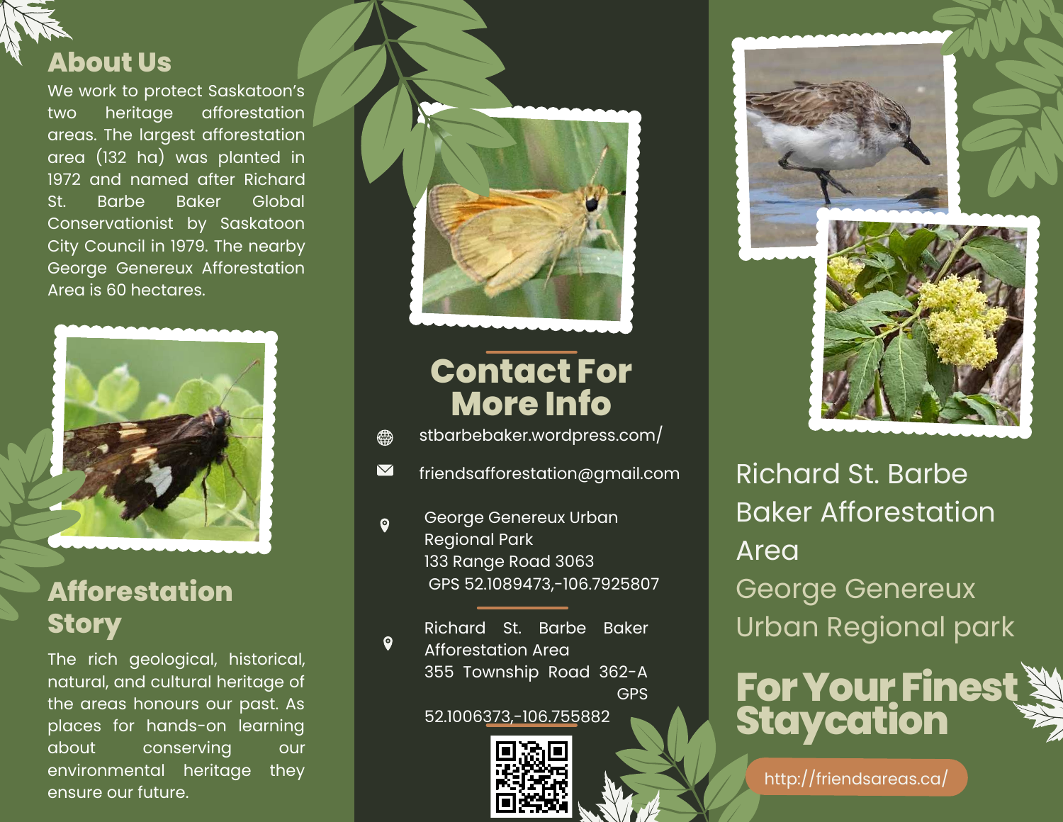## About Us

We work to protect Saskatoon's two heritage afforestation areas. The largest afforestation area (132 ha) was planted in 1972 and named after Richard St. Barbe Baker Global Conservationist by Saskatoon City Council in 1979. The nearby George Genereux Afforestation Area is 60 hectares.

## Afforestation Story

The rich geological, historical, natural, and cultural heritage of the areas honours our past. As places for hands-on learning about conserving our environmental heritage they ensure our future.

## Contact For More Info

stbarbebaker.wordpress.com/

friendsafforestation@gmail.com

George Genereux Urban Regional Park
133 Range Road 3063
GPS 52.1089473,-106.7925807

Richard St. Barbe Baker Afforestation Area
355 Township Road 362-A
GPS 52.1006373,-106.755882

# Richard St. Barbe Baker Afforestation Area

# George Genereux Urban Regional park

## For Your Finest Staycation

http://friendsareas.ca/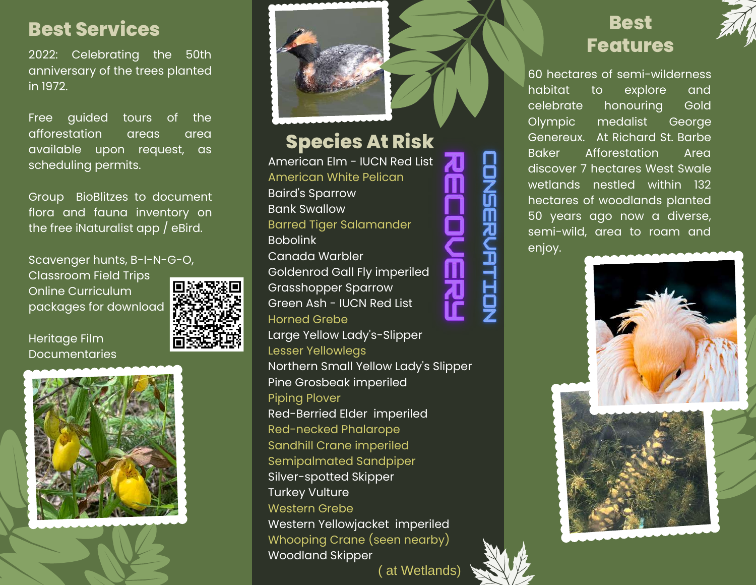## Best Services

2022: Celebrating the 50th anniversary of the trees planted in 1972.

Free guided tours of the afforestation areas area available upon request, as scheduling permits.

Group BioBlitzes to document flora and fauna inventory on the free iNaturalist app / eBird.

Scavenger hunts, B-I-N-G-O,
Classroom Field Trips
Online Curriculum packages for download

Heritage Film Documentaries

## Species At Risk

American Elm - IUCN Red List
American White Pelican
Baird's Sparrow
Bank Swallow
Barred Tiger Salamander
Bobolink
Canada Warbler
Goldenrod Gall Fly imperiled
Grasshopper Sparrow
Green Ash - IUCN Red List
Horned Grebe
Large Yellow Lady's-Slipper
Lesser Yellowlegs
Northern Small Yellow Lady's Slipper
Pine Grosbeak imperiled
Piping Plover
Red-Berried Elder imperiled
Red-necked Phalarope
Sandhill Crane imperiled
Semipalmated Sandpiper
Silver-spotted Skipper
Turkey Vulture
Western Grebe
Western Yellowjacket imperiled
Whooping Crane (seen nearby)
Woodland Skipper

( at Wetlands)

RECOVERY CONSERVATION

## Best Features

60 hectares of semi-wilderness habitat to explore and celebrate honouring Gold Olympic medalist George Genereux. At Richard St. Barbe Baker Afforestation Area discover 7 hectares West Swale wetlands nestled within 132 hectares of woodlands planted 50 years ago now a diverse, semi-wild, area to roam and enjoy.